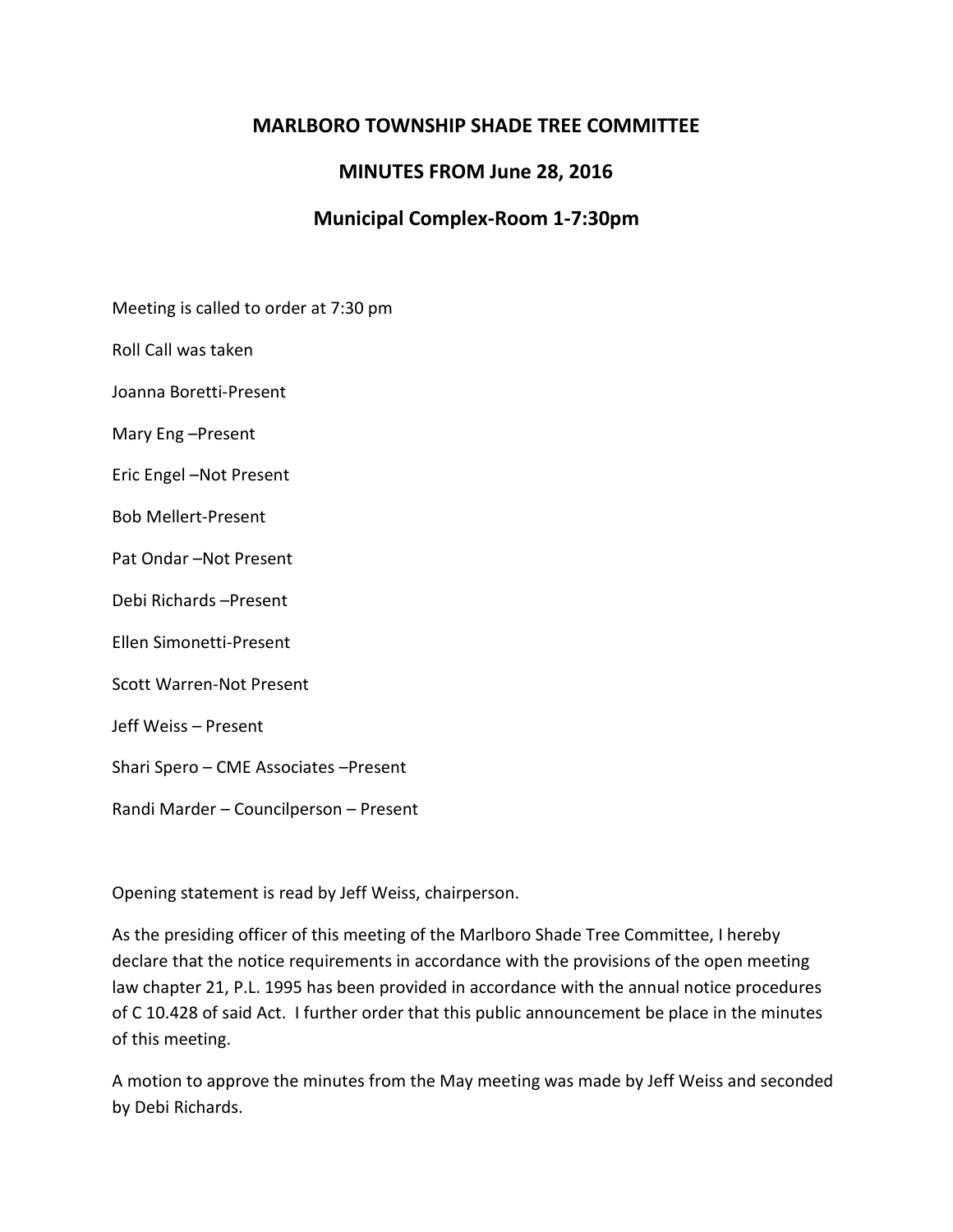# MARLBORO TOWNSHIP SHADE TREE COMMITTEE

## MINUTES FROM June 28, 2016

## Municipal Complex-Room 1-7:30pm

Meeting is called to order at 7:30 pm

Roll Call was taken

Joanna Boretti-Present

Mary Eng –Present

Eric Engel –Not Present

Bob Mellert-Present

Pat Ondar –Not Present

Debi Richards –Present

Ellen Simonetti-Present

Scott Warren-Not Present

Jeff Weiss – Present

Shari Spero – CME Associates –Present

Randi Marder – Councilperson – Present

Opening statement is read by Jeff Weiss, chairperson.

As the presiding officer of this meeting of the Marlboro Shade Tree Committee, I hereby declare that the notice requirements in accordance with the provisions of the open meeting law chapter 21, P.L. 1995 has been provided in accordance with the annual notice procedures of C 10.428 of said Act. I further order that this public announcement be place in the minutes of this meeting.

A motion to approve the minutes from the May meeting was made by Jeff Weiss and seconded by Debi Richards.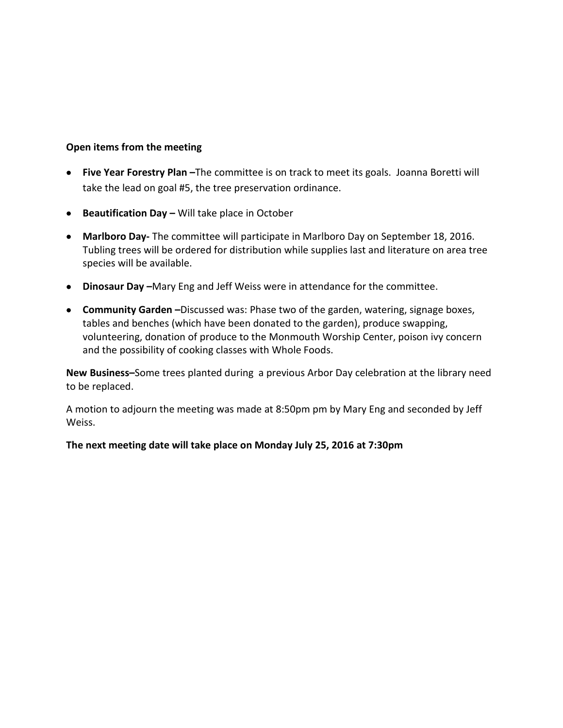**Open items from the meeting**

- **Five Year Forestry Plan –**The committee is on track to meet its goals. Joanna Boretti will take the lead on goal #5, the tree preservation ordinance.
- **Beautification Day –** Will take place in October
- **Marlboro Day-** The committee will participate in Marlboro Day on September 18, 2016. Tubling trees will be ordered for distribution while supplies last and literature on area tree species will be available.
- **Dinosaur Day –**Mary Eng and Jeff Weiss were in attendance for the committee.
- **Community Garden –**Discussed was: Phase two of the garden, watering, signage boxes, tables and benches (which have been donated to the garden), produce swapping, volunteering, donation of produce to the Monmouth Worship Center, poison ivy concern and the possibility of cooking classes with Whole Foods.

**New Business–**Some trees planted during a previous Arbor Day celebration at the library need to be replaced.

A motion to adjourn the meeting was made at 8:50pm pm by Mary Eng and seconded by Jeff Weiss.

**The next meeting date will take place on Monday July 25, 2016 at 7:30pm**